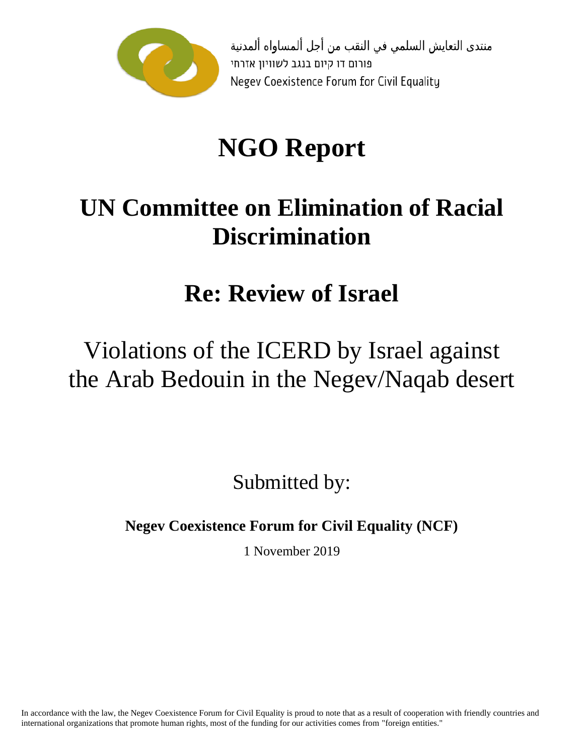منتدى التعايش السلمي في النقب من أجل ألمساواه ألمدنية
פורום דו קיום בנגב לשוויון אזרחי
Negev Coexistence Forum for Civil Equality

# NGO Report

# UN Committee on Elimination of Racial Discrimination

# Re: Review of Israel

## Violations of the ICERD by Israel against the Arab Bedouin in the Negev/Naqab desert

Submitted by:

**Negev Coexistence Forum for Civil Equality (NCF)**

1 November 2019

In accordance with the law, the Negev Coexistence Forum for Civil Equality is proud to note that as a result of cooperation with friendly countries and international organizations that promote human rights, most of the funding for our activities comes from "foreign entities."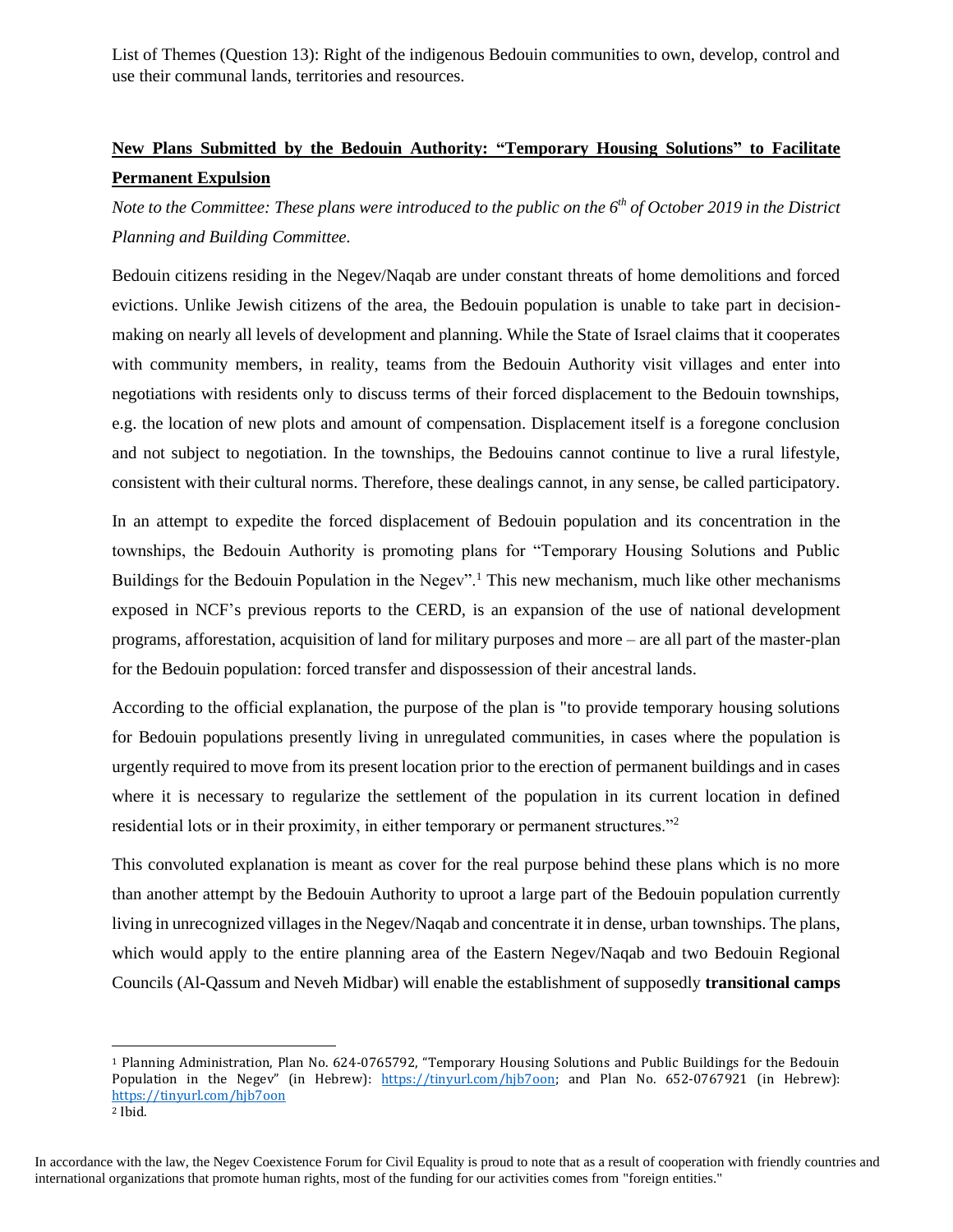List of Themes (Question 13): Right of the indigenous Bedouin communities to own, develop, control and use their communal lands, territories and resources.

## New Plans Submitted by the Bedouin Authority: "Temporary Housing Solutions" to Facilitate Permanent Expulsion

*Note to the Committee: These plans were introduced to the public on the 6th of October 2019 in the District Planning and Building Committee.*

Bedouin citizens residing in the Negev/Naqab are under constant threats of home demolitions and forced evictions. Unlike Jewish citizens of the area, the Bedouin population is unable to take part in decision-making on nearly all levels of development and planning. While the State of Israel claims that it cooperates with community members, in reality, teams from the Bedouin Authority visit villages and enter into negotiations with residents only to discuss terms of their forced displacement to the Bedouin townships, e.g. the location of new plots and amount of compensation. Displacement itself is a foregone conclusion and not subject to negotiation. In the townships, the Bedouins cannot continue to live a rural lifestyle, consistent with their cultural norms. Therefore, these dealings cannot, in any sense, be called participatory.

In an attempt to expedite the forced displacement of Bedouin population and its concentration in the townships, the Bedouin Authority is promoting plans for "Temporary Housing Solutions and Public Buildings for the Bedouin Population in the Negev".[1] This new mechanism, much like other mechanisms exposed in NCF's previous reports to the CERD, is an expansion of the use of national development programs, afforestation, acquisition of land for military purposes and more – are all part of the master-plan for the Bedouin population: forced transfer and dispossession of their ancestral lands.

According to the official explanation, the purpose of the plan is "to provide temporary housing solutions for Bedouin populations presently living in unregulated communities, in cases where the population is urgently required to move from its present location prior to the erection of permanent buildings and in cases where it is necessary to regularize the settlement of the population in its current location in defined residential lots or in their proximity, in either temporary or permanent structures."[2]

This convoluted explanation is meant as cover for the real purpose behind these plans which is no more than another attempt by the Bedouin Authority to uproot a large part of the Bedouin population currently living in unrecognized villages in the Negev/Naqab and concentrate it in dense, urban townships. The plans, which would apply to the entire planning area of the Eastern Negev/Naqab and two Bedouin Regional Councils (Al-Qassum and Neveh Midbar) will enable the establishment of supposedly **transitional camps**

---

[1] Planning Administration, Plan No. 624-0765792, "Temporary Housing Solutions and Public Buildings for the Bedouin Population in the Negev" (in Hebrew): https://tinyurl.com/hjb7oon; and Plan No. 652-0767921 (in Hebrew): https://tinyurl.com/hjb7oon

[2] Ibid.

In accordance with the law, the Negev Coexistence Forum for Civil Equality is proud to note that as a result of cooperation with friendly countries and international organizations that promote human rights, most of the funding for our activities comes from "foreign entities."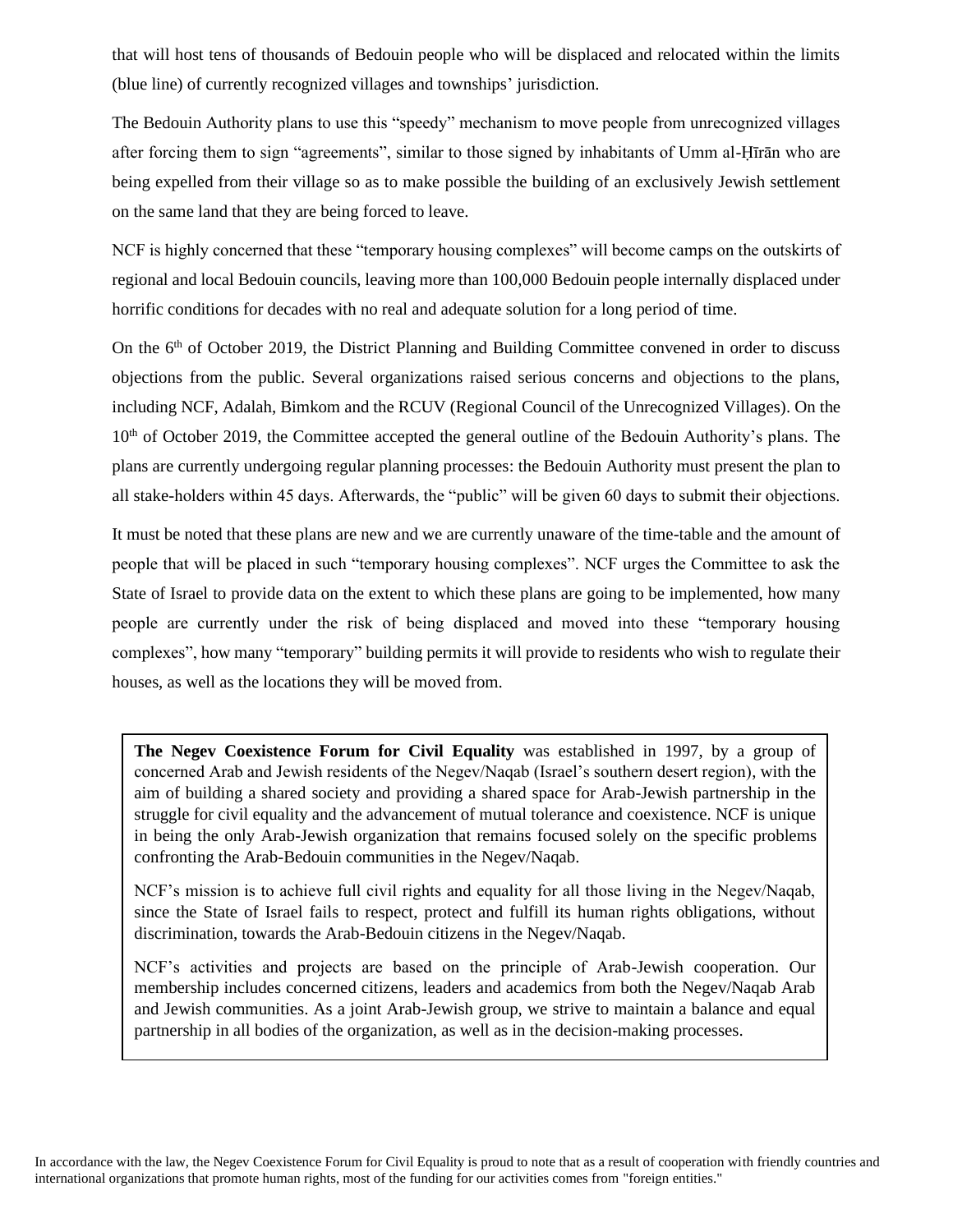that will host tens of thousands of Bedouin people who will be displaced and relocated within the limits (blue line) of currently recognized villages and townships' jurisdiction.

The Bedouin Authority plans to use this "speedy" mechanism to move people from unrecognized villages after forcing them to sign "agreements", similar to those signed by inhabitants of Umm al-Ḥīrān who are being expelled from their village so as to make possible the building of an exclusively Jewish settlement on the same land that they are being forced to leave.

NCF is highly concerned that these "temporary housing complexes" will become camps on the outskirts of regional and local Bedouin councils, leaving more than 100,000 Bedouin people internally displaced under horrific conditions for decades with no real and adequate solution for a long period of time.

On the 6th of October 2019, the District Planning and Building Committee convened in order to discuss objections from the public. Several organizations raised serious concerns and objections to the plans, including NCF, Adalah, Bimkom and the RCUV (Regional Council of the Unrecognized Villages). On the 10th of October 2019, the Committee accepted the general outline of the Bedouin Authority's plans. The plans are currently undergoing regular planning processes: the Bedouin Authority must present the plan to all stake-holders within 45 days. Afterwards, the "public" will be given 60 days to submit their objections.

It must be noted that these plans are new and we are currently unaware of the time-table and the amount of people that will be placed in such "temporary housing complexes". NCF urges the Committee to ask the State of Israel to provide data on the extent to which these plans are going to be implemented, how many people are currently under the risk of being displaced and moved into these "temporary housing complexes", how many "temporary" building permits it will provide to residents who wish to regulate their houses, as well as the locations they will be moved from.

**The Negev Coexistence Forum for Civil Equality** was established in 1997, by a group of concerned Arab and Jewish residents of the Negev/Naqab (Israel's southern desert region), with the aim of building a shared society and providing a shared space for Arab-Jewish partnership in the struggle for civil equality and the advancement of mutual tolerance and coexistence. NCF is unique in being the only Arab-Jewish organization that remains focused solely on the specific problems confronting the Arab-Bedouin communities in the Negev/Naqab.

NCF's mission is to achieve full civil rights and equality for all those living in the Negev/Naqab, since the State of Israel fails to respect, protect and fulfill its human rights obligations, without discrimination, towards the Arab-Bedouin citizens in the Negev/Naqab.

NCF's activities and projects are based on the principle of Arab-Jewish cooperation. Our membership includes concerned citizens, leaders and academics from both the Negev/Naqab Arab and Jewish communities. As a joint Arab-Jewish group, we strive to maintain a balance and equal partnership in all bodies of the organization, as well as in the decision-making processes.

In accordance with the law, the Negev Coexistence Forum for Civil Equality is proud to note that as a result of cooperation with friendly countries and international organizations that promote human rights, most of the funding for our activities comes from "foreign entities."